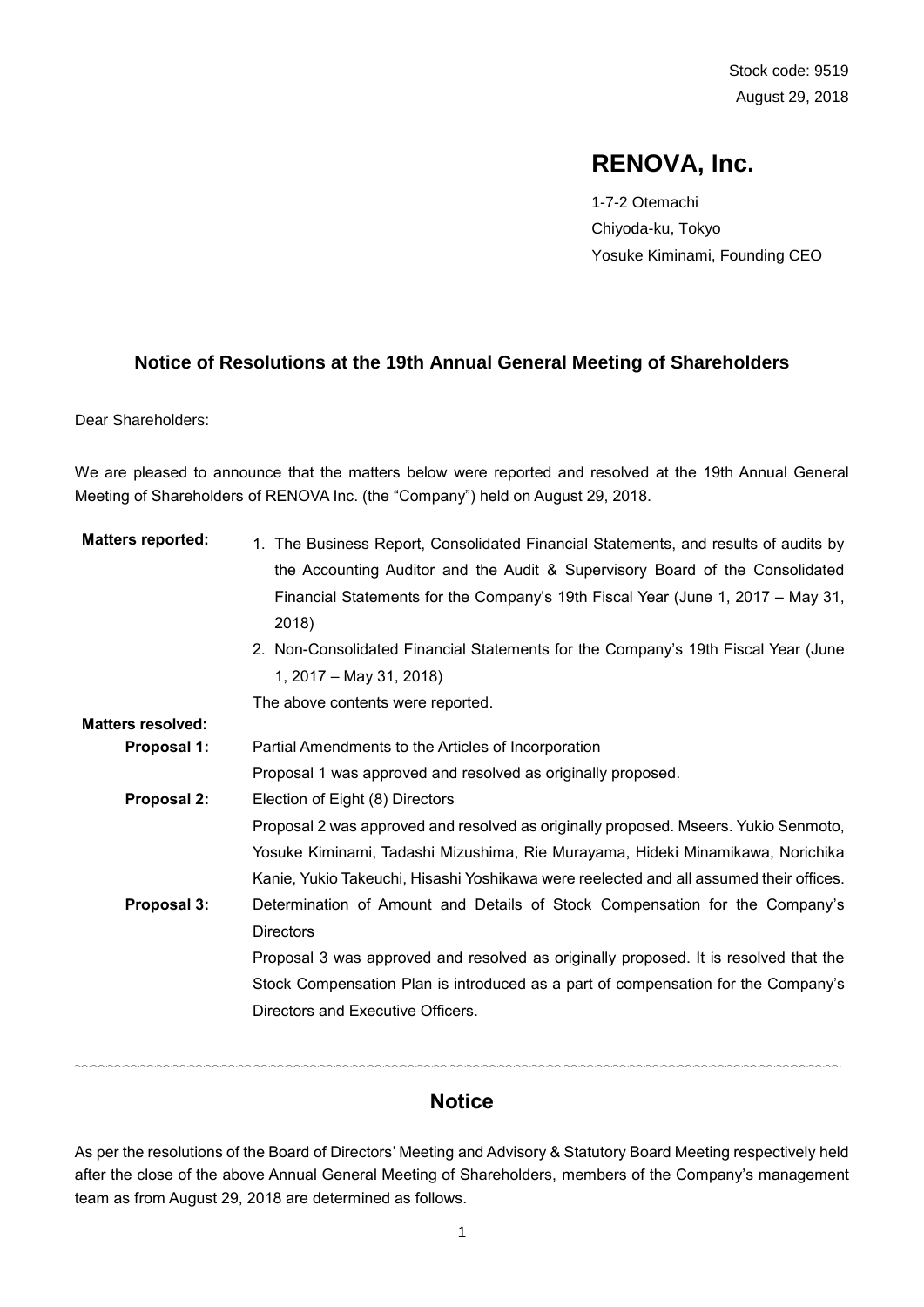Stock code: 9519
August 29, 2018

# RENOVA, Inc.

1-7-2 Otemachi
Chiyoda-ku, Tokyo
Yosuke Kiminami, Founding CEO

## Notice of Resolutions at the 19th Annual General Meeting of Shareholders

Dear Shareholders:

We are pleased to announce that the matters below were reported and resolved at the 19th Annual General Meeting of Shareholders of RENOVA Inc. (the "Company") held on August 29, 2018.

**Matters reported:**

1. The Business Report, Consolidated Financial Statements, and results of audits by the Accounting Auditor and the Audit & Supervisory Board of the Consolidated Financial Statements for the Company's 19th Fiscal Year (June 1, 2017 – May 31, 2018)
2. Non-Consolidated Financial Statements for the Company's 19th Fiscal Year (June 1, 2017 – May 31, 2018)

The above contents were reported.

**Matters resolved:**

**Proposal 1:** Partial Amendments to the Articles of Incorporation

Proposal 1 was approved and resolved as originally proposed.

**Proposal 2:** Election of Eight (8) Directors

Proposal 2 was approved and resolved as originally proposed. Mseers. Yukio Senmoto, Yosuke Kiminami, Tadashi Mizushima, Rie Murayama, Hideki Minamikawa, Norichika Kanie, Yukio Takeuchi, Hisashi Yoshikawa were reelected and all assumed their offices.

**Proposal 3:** Determination of Amount and Details of Stock Compensation for the Company's Directors

Proposal 3 was approved and resolved as originally proposed. It is resolved that the Stock Compensation Plan is introduced as a part of compensation for the Company's Directors and Executive Officers.

---

## Notice

As per the resolutions of the Board of Directors' Meeting and Advisory & Statutory Board Meeting respectively held after the close of the above Annual General Meeting of Shareholders, members of the Company's management team as from August 29, 2018 are determined as follows.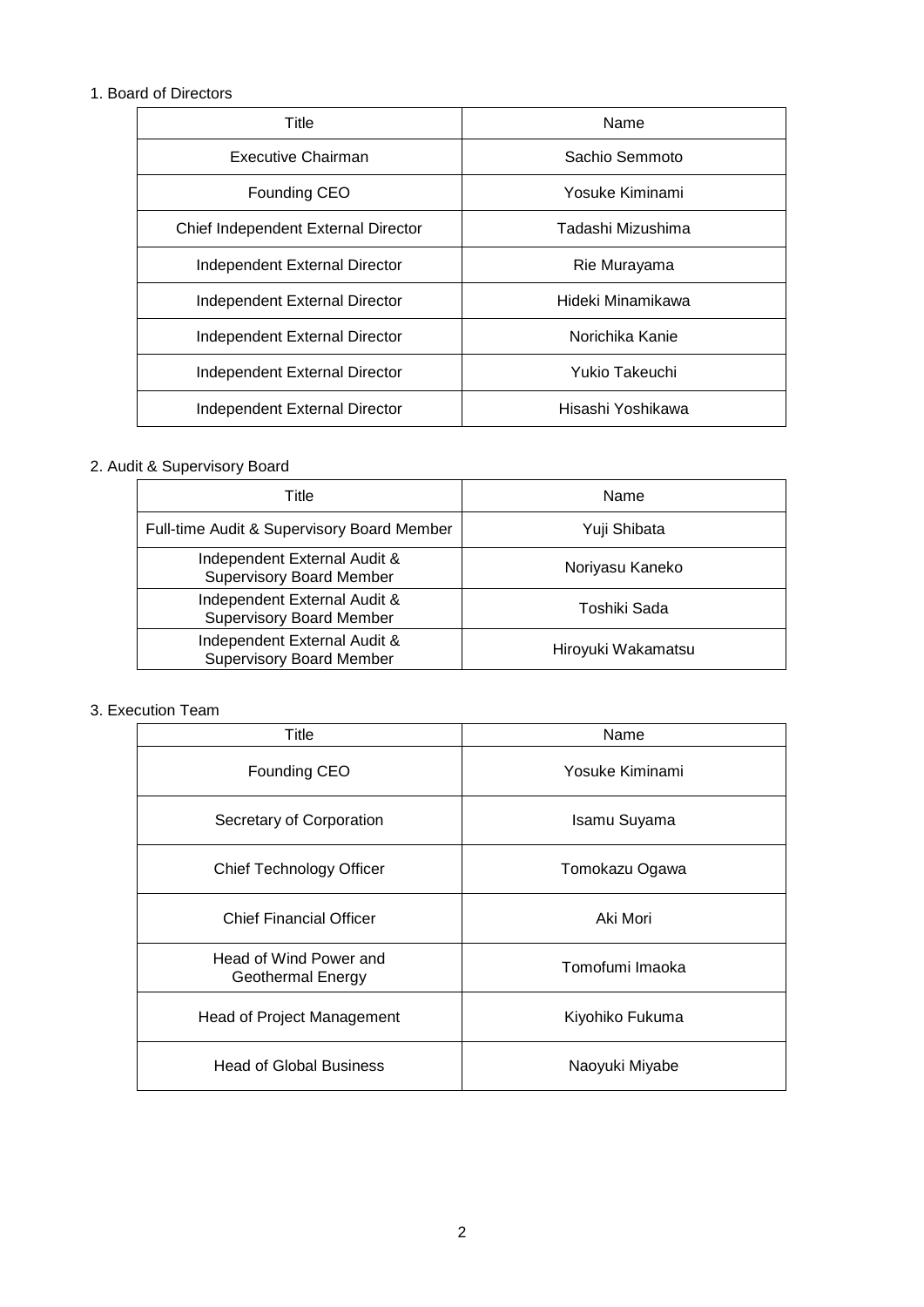1. Board of Directors

| Title | Name |
|---|---|
| Executive Chairman | Sachio Semmoto |
| Founding CEO | Yosuke Kiminami |
| Chief Independent External Director | Tadashi Mizushima |
| Independent External Director | Rie Murayama |
| Independent External Director | Hideki Minamikawa |
| Independent External Director | Norichika Kanie |
| Independent External Director | Yukio Takeuchi |
| Independent External Director | Hisashi Yoshikawa |

2. Audit & Supervisory Board

| Title | Name |
|---|---|
| Full-time Audit & Supervisory Board Member | Yuji Shibata |
| Independent External Audit & Supervisory Board Member | Noriyasu Kaneko |
| Independent External Audit & Supervisory Board Member | Toshiki Sada |
| Independent External Audit & Supervisory Board Member | Hiroyuki Wakamatsu |

3. Execution Team

| Title | Name |
|---|---|
| Founding CEO | Yosuke Kiminami |
| Secretary of Corporation | Isamu Suyama |
| Chief Technology Officer | Tomokazu Ogawa |
| Chief Financial Officer | Aki Mori |
| Head of Wind Power and Geothermal Energy | Tomofumi Imaoka |
| Head of Project Management | Kiyohiko Fukuma |
| Head of Global Business | Naoyuki Miyabe |